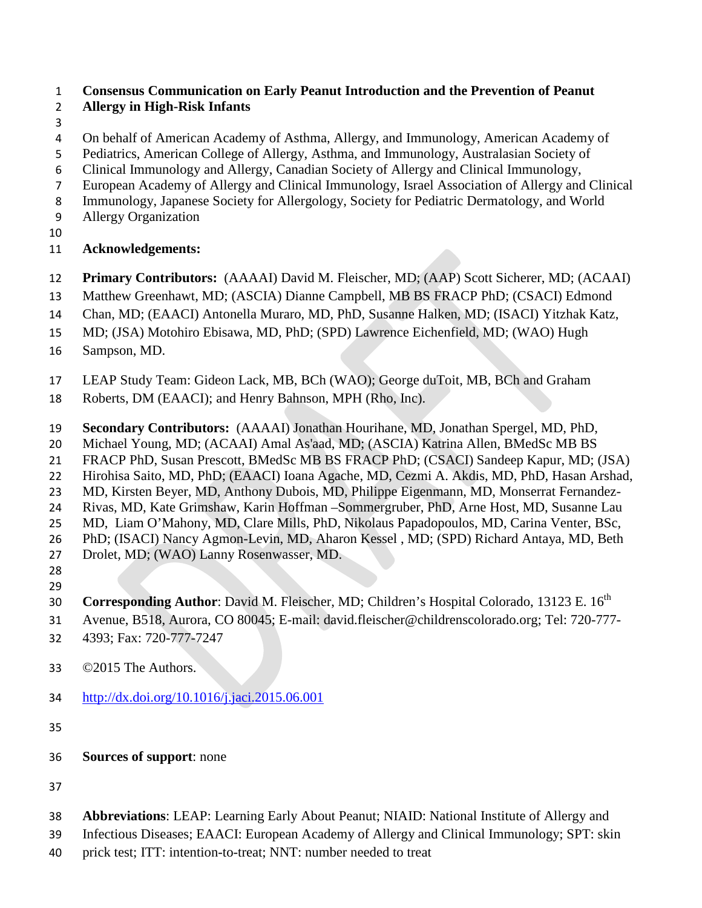# Consensus Communication on Early Peanut Introduction and the Prevention of Peanut Allergy in High-Risk Infants

On behalf of American Academy of Asthma, Allergy, and Immunology, American Academy of Pediatrics, American College of Allergy, Asthma, and Immunology, Australasian Society of Clinical Immunology and Allergy, Canadian Society of Allergy and Clinical Immunology, European Academy of Allergy and Clinical Immunology, Israel Association of Allergy and Clinical Immunology, Japanese Society for Allergology, Society for Pediatric Dermatology, and World Allergy Organization

**Acknowledgements:**

**Primary Contributors:** (AAAAI) David M. Fleischer, MD; (AAP) Scott Sicherer, MD; (ACAAI) Matthew Greenhawt, MD; (ASCIA) Dianne Campbell, MB BS FRACP PhD; (CSACI) Edmond Chan, MD; (EAACI) Antonella Muraro, MD, PhD, Susanne Halken, MD; (ISACI) Yitzhak Katz, MD; (JSA) Motohiro Ebisawa, MD, PhD; (SPD) Lawrence Eichenfield, MD; (WAO) Hugh Sampson, MD.

LEAP Study Team: Gideon Lack, MB, BCh (WAO); George duToit, MB, BCh and Graham Roberts, DM (EAACI); and Henry Bahnson, MPH (Rho, Inc).

**Secondary Contributors:** (AAAAI) Jonathan Hourihane, MD, Jonathan Spergel, MD, PhD, Michael Young, MD; (ACAAI) Amal As'aad, MD; (ASCIA) Katrina Allen, BMedSc MB BS FRACP PhD, Susan Prescott, BMedSc MB BS FRACP PhD; (CSACI) Sandeep Kapur, MD; (JSA) Hirohisa Saito, MD, PhD; (EAACI) Ioana Agache, MD, Cezmi A. Akdis, MD, PhD, Hasan Arshad, MD, Kirsten Beyer, MD, Anthony Dubois, MD, Philippe Eigenmann, MD, Monserrat Fernandez-Rivas, MD, Kate Grimshaw, Karin Hoffman –Sommergruber, PhD, Arne Host, MD, Susanne Lau MD, Liam O'Mahony, MD, Clare Mills, PhD, Nikolaus Papadopoulos, MD, Carina Venter, BSc, PhD; (ISACI) Nancy Agmon-Levin, MD, Aharon Kessel , MD; (SPD) Richard Antaya, MD, Beth Drolet, MD; (WAO) Lanny Rosenwasser, MD.

**Corresponding Author**: David M. Fleischer, MD; Children's Hospital Colorado, 13123 E. 16th Avenue, B518, Aurora, CO 80045; E-mail: david.fleischer@childrenscolorado.org; Tel: 720-777-4393; Fax: 720-777-7247

©2015 The Authors.

http://dx.doi.org/10.1016/j.jaci.2015.06.001

**Sources of support**: none

**Abbreviations**: LEAP: Learning Early About Peanut; NIAID: National Institute of Allergy and Infectious Diseases; EAACI: European Academy of Allergy and Clinical Immunology; SPT: skin prick test; ITT: intention-to-treat; NNT: number needed to treat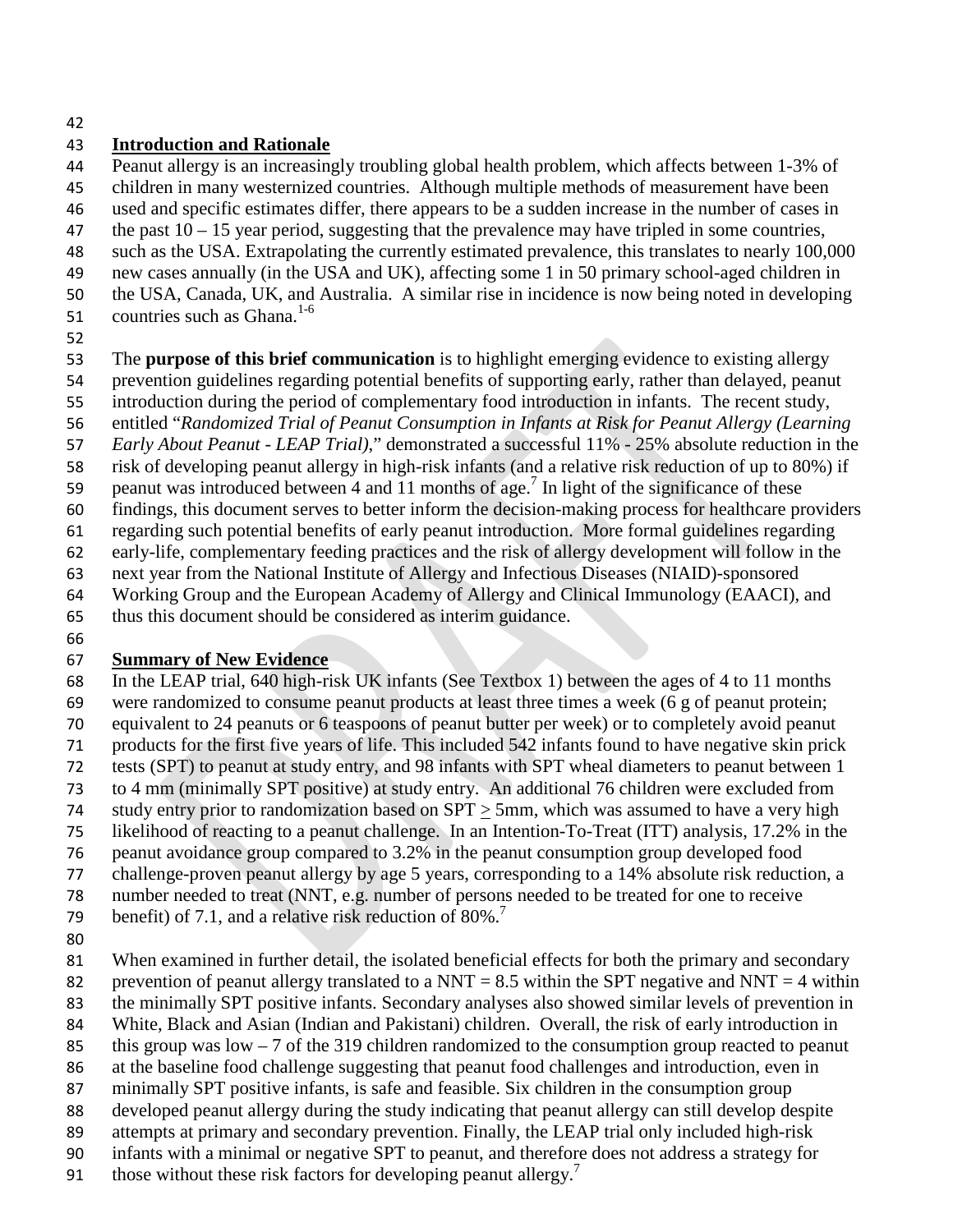## Introduction and Rationale

Peanut allergy is an increasingly troubling global health problem, which affects between 1-3% of children in many westernized countries. Although multiple methods of measurement have been used and specific estimates differ, there appears to be a sudden increase in the number of cases in the past 10 – 15 year period, suggesting that the prevalence may have tripled in some countries, such as the USA. Extrapolating the currently estimated prevalence, this translates to nearly 100,000 new cases annually (in the USA and UK), affecting some 1 in 50 primary school-aged children in the USA, Canada, UK, and Australia. A similar rise in incidence is now being noted in developing countries such as Ghana.[1-6]

The **purpose of this brief communication** is to highlight emerging evidence to existing allergy prevention guidelines regarding potential benefits of supporting early, rather than delayed, peanut introduction during the period of complementary food introduction in infants. The recent study, entitled "*Randomized Trial of Peanut Consumption in Infants at Risk for Peanut Allergy (Learning Early About Peanut - LEAP Trial)*," demonstrated a successful 11% - 25% absolute reduction in the risk of developing peanut allergy in high-risk infants (and a relative risk reduction of up to 80%) if peanut was introduced between 4 and 11 months of age.[7] In light of the significance of these findings, this document serves to better inform the decision-making process for healthcare providers regarding such potential benefits of early peanut introduction. More formal guidelines regarding early-life, complementary feeding practices and the risk of allergy development will follow in the next year from the National Institute of Allergy and Infectious Diseases (NIAID)-sponsored Working Group and the European Academy of Allergy and Clinical Immunology (EAACI), and thus this document should be considered as interim guidance.

## Summary of New Evidence

In the LEAP trial, 640 high-risk UK infants (See Textbox 1) between the ages of 4 to 11 months were randomized to consume peanut products at least three times a week (6 g of peanut protein; equivalent to 24 peanuts or 6 teaspoons of peanut butter per week) or to completely avoid peanut products for the first five years of life. This included 542 infants found to have negative skin prick tests (SPT) to peanut at study entry, and 98 infants with SPT wheal diameters to peanut between 1 to 4 mm (minimally SPT positive) at study entry. An additional 76 children were excluded from study entry prior to randomization based on SPT $\geq$ 5mm, which was assumed to have a very high likelihood of reacting to a peanut challenge. In an Intention-To-Treat (ITT) analysis, 17.2% in the peanut avoidance group compared to 3.2% in the peanut consumption group developed food challenge-proven peanut allergy by age 5 years, corresponding to a 14% absolute risk reduction, a number needed to treat (NNT, e.g. number of persons needed to be treated for one to receive benefit) of 7.1, and a relative risk reduction of 80%.[7]

When examined in further detail, the isolated beneficial effects for both the primary and secondary prevention of peanut allergy translated to a NNT = 8.5 within the SPT negative and NNT = 4 within the minimally SPT positive infants. Secondary analyses also showed similar levels of prevention in White, Black and Asian (Indian and Pakistani) children. Overall, the risk of early introduction in this group was low – 7 of the 319 children randomized to the consumption group reacted to peanut at the baseline food challenge suggesting that peanut food challenges and introduction, even in minimally SPT positive infants, is safe and feasible. Six children in the consumption group developed peanut allergy during the study indicating that peanut allergy can still develop despite attempts at primary and secondary prevention. Finally, the LEAP trial only included high-risk infants with a minimal or negative SPT to peanut, and therefore does not address a strategy for those without these risk factors for developing peanut allergy.[7]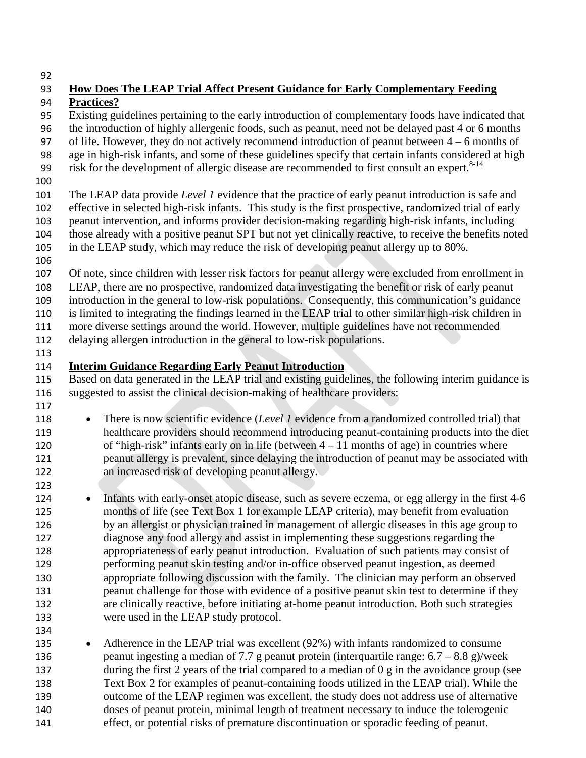## How Does The LEAP Trial Affect Present Guidance for Early Complementary Feeding Practices?

Existing guidelines pertaining to the early introduction of complementary foods have indicated that the introduction of highly allergenic foods, such as peanut, need not be delayed past 4 or 6 months of life. However, they do not actively recommend introduction of peanut between 4 – 6 months of age in high-risk infants, and some of these guidelines specify that certain infants considered at high risk for the development of allergic disease are recommended to first consult an expert.[8-14]

The LEAP data provide *Level 1* evidence that the practice of early peanut introduction is safe and effective in selected high-risk infants. This study is the first prospective, randomized trial of early peanut intervention, and informs provider decision-making regarding high-risk infants, including those already with a positive peanut SPT but not yet clinically reactive, to receive the benefits noted in the LEAP study, which may reduce the risk of developing peanut allergy up to 80%.

Of note, since children with lesser risk factors for peanut allergy were excluded from enrollment in LEAP, there are no prospective, randomized data investigating the benefit or risk of early peanut introduction in the general to low-risk populations. Consequently, this communication's guidance is limited to integrating the findings learned in the LEAP trial to other similar high-risk children in more diverse settings around the world. However, multiple guidelines have not recommended delaying allergen introduction in the general to low-risk populations.

## Interim Guidance Regarding Early Peanut Introduction

Based on data generated in the LEAP trial and existing guidelines, the following interim guidance is suggested to assist the clinical decision-making of healthcare providers:

- There is now scientific evidence (*Level 1* evidence from a randomized controlled trial) that healthcare providers should recommend introducing peanut-containing products into the diet of "high-risk" infants early on in life (between 4 – 11 months of age) in countries where peanut allergy is prevalent, since delaying the introduction of peanut may be associated with an increased risk of developing peanut allergy.

- Infants with early-onset atopic disease, such as severe eczema, or egg allergy in the first 4-6 months of life (see Text Box 1 for example LEAP criteria), may benefit from evaluation by an allergist or physician trained in management of allergic diseases in this age group to diagnose any food allergy and assist in implementing these suggestions regarding the appropriateness of early peanut introduction. Evaluation of such patients may consist of performing peanut skin testing and/or in-office observed peanut ingestion, as deemed appropriate following discussion with the family. The clinician may perform an observed peanut challenge for those with evidence of a positive peanut skin test to determine if they are clinically reactive, before initiating at-home peanut introduction. Both such strategies were used in the LEAP study protocol.

- Adherence in the LEAP trial was excellent (92%) with infants randomized to consume peanut ingesting a median of 7.7 g peanut protein (interquartile range: 6.7 – 8.8 g)/week during the first 2 years of the trial compared to a median of 0 g in the avoidance group (see Text Box 2 for examples of peanut-containing foods utilized in the LEAP trial). While the outcome of the LEAP regimen was excellent, the study does not address use of alternative doses of peanut protein, minimal length of treatment necessary to induce the tolerogenic effect, or potential risks of premature discontinuation or sporadic feeding of peanut.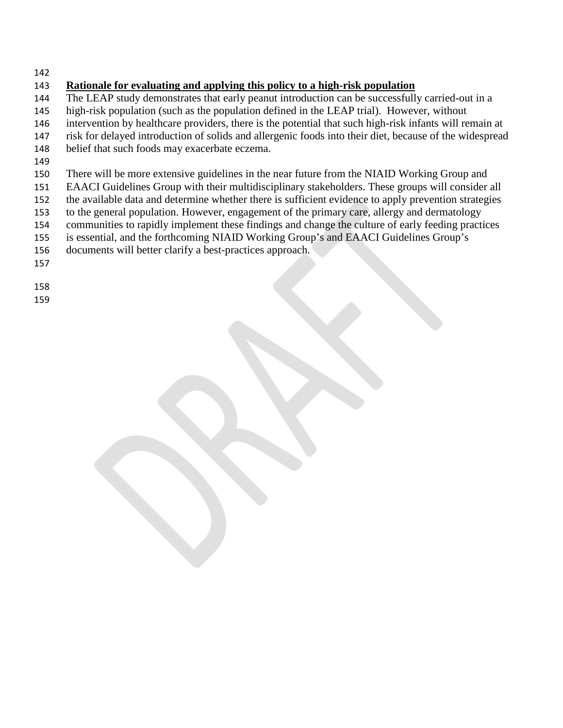**Rationale for evaluating and applying this policy to a high-risk population**

The LEAP study demonstrates that early peanut introduction can be successfully carried-out in a high-risk population (such as the population defined in the LEAP trial). However, without intervention by healthcare providers, there is the potential that such high-risk infants will remain at risk for delayed introduction of solids and allergenic foods into their diet, because of the widespread belief that such foods may exacerbate eczema.

There will be more extensive guidelines in the near future from the NIAID Working Group and EAACI Guidelines Group with their multidisciplinary stakeholders. These groups will consider all the available data and determine whether there is sufficient evidence to apply prevention strategies to the general population. However, engagement of the primary care, allergy and dermatology communities to rapidly implement these findings and change the culture of early feeding practices is essential, and the forthcoming NIAID Working Group's and EAACI Guidelines Group's documents will better clarify a best-practices approach.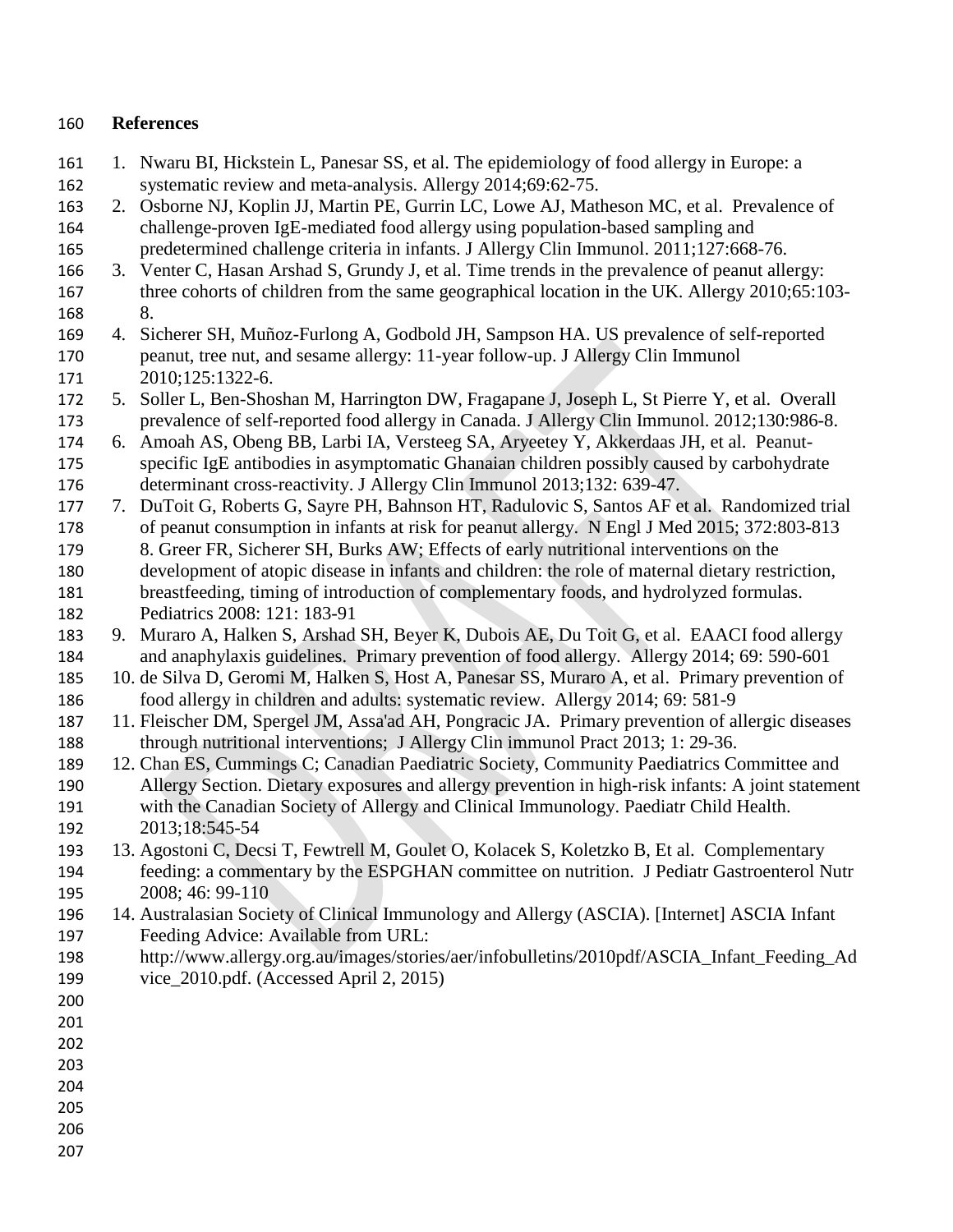**References**

1. Nwaru BI, Hickstein L, Panesar SS, et al. The epidemiology of food allergy in Europe: a systematic review and meta-analysis. Allergy 2014;69:62-75.
2. Osborne NJ, Koplin JJ, Martin PE, Gurrin LC, Lowe AJ, Matheson MC, et al. Prevalence of challenge-proven IgE-mediated food allergy using population-based sampling and predetermined challenge criteria in infants. J Allergy Clin Immunol. 2011;127:668-76.
3. Venter C, Hasan Arshad S, Grundy J, et al. Time trends in the prevalence of peanut allergy: three cohorts of children from the same geographical location in the UK. Allergy 2010;65:103-8.
4. Sicherer SH, Muñoz-Furlong A, Godbold JH, Sampson HA. US prevalence of self-reported peanut, tree nut, and sesame allergy: 11-year follow-up. J Allergy Clin Immunol 2010;125:1322-6.
5. Soller L, Ben-Shoshan M, Harrington DW, Fragapane J, Joseph L, St Pierre Y, et al. Overall prevalence of self-reported food allergy in Canada. J Allergy Clin Immunol. 2012;130:986-8.
6. Amoah AS, Obeng BB, Larbi IA, Versteeg SA, Aryeetey Y, Akkerdaas JH, et al. Peanut-specific IgE antibodies in asymptomatic Ghanaian children possibly caused by carbohydrate determinant cross-reactivity. J Allergy Clin Immunol 2013;132: 639-47.
7. DuToit G, Roberts G, Sayre PH, Bahnson HT, Radulovic S, Santos AF et al. Randomized trial of peanut consumption in infants at risk for peanut allergy. N Engl J Med 2015; 372:803-813
   8. Greer FR, Sicherer SH, Burks AW; Effects of early nutritional interventions on the development of atopic disease in infants and children: the role of maternal dietary restriction, breastfeeding, timing of introduction of complementary foods, and hydrolyzed formulas. Pediatrics 2008: 121: 183-91
9. Muraro A, Halken S, Arshad SH, Beyer K, Dubois AE, Du Toit G, et al. EAACI food allergy and anaphylaxis guidelines. Primary prevention of food allergy. Allergy 2014; 69: 590-601
10. de Silva D, Geromi M, Halken S, Host A, Panesar SS, Muraro A, et al. Primary prevention of food allergy in children and adults: systematic review. Allergy 2014; 69: 581-9
11. Fleischer DM, Spergel JM, Assa'ad AH, Pongracic JA. Primary prevention of allergic diseases through nutritional interventions; J Allergy Clin immunol Pract 2013; 1: 29-36.
12. Chan ES, Cummings C; Canadian Paediatric Society, Community Paediatrics Committee and Allergy Section. Dietary exposures and allergy prevention in high-risk infants: A joint statement with the Canadian Society of Allergy and Clinical Immunology. Paediatr Child Health. 2013;18:545-54
13. Agostoni C, Decsi T, Fewtrell M, Goulet O, Kolacek S, Koletzko B, Et al. Complementary feeding: a commentary by the ESPGHAN committee on nutrition. J Pediatr Gastroenterol Nutr 2008; 46: 99-110
14. Australasian Society of Clinical Immunology and Allergy (ASCIA). [Internet] ASCIA Infant Feeding Advice: Available from URL: http://www.allergy.org.au/images/stories/aer/infobulletins/2010pdf/ASCIA_Infant_Feeding_Advice_2010.pdf. (Accessed April 2, 2015)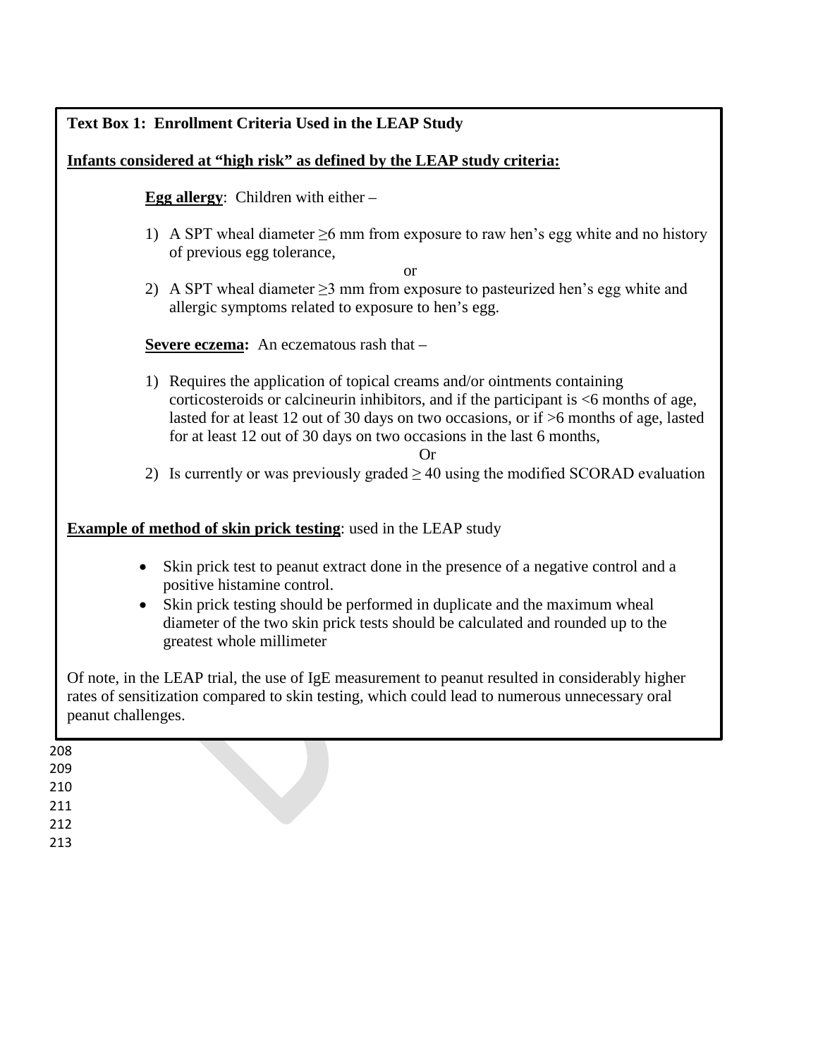**Text Box 1: Enrollment Criteria Used in the LEAP Study**

**Infants considered at "high risk" as defined by the LEAP study criteria:**

**Egg allergy**: Children with either –

1) A SPT wheal diameter ≥6 mm from exposure to raw hen's egg white and no history of previous egg tolerance,

or

2) A SPT wheal diameter ≥3 mm from exposure to pasteurized hen's egg white and allergic symptoms related to exposure to hen's egg.

**Severe eczema:** An eczematous rash that –

1) Requires the application of topical creams and/or ointments containing corticosteroids or calcineurin inhibitors, and if the participant is <6 months of age, lasted for at least 12 out of 30 days on two occasions, or if >6 months of age, lasted for at least 12 out of 30 days on two occasions in the last 6 months,

Or

2) Is currently or was previously graded ≥ 40 using the modified SCORAD evaluation

**Example of method of skin prick testing**: used in the LEAP study

- Skin prick test to peanut extract done in the presence of a negative control and a positive histamine control.
- Skin prick testing should be performed in duplicate and the maximum wheal diameter of the two skin prick tests should be calculated and rounded up to the greatest whole millimeter

Of note, in the LEAP trial, the use of IgE measurement to peanut resulted in considerably higher rates of sensitization compared to skin testing, which could lead to numerous unnecessary oral peanut challenges.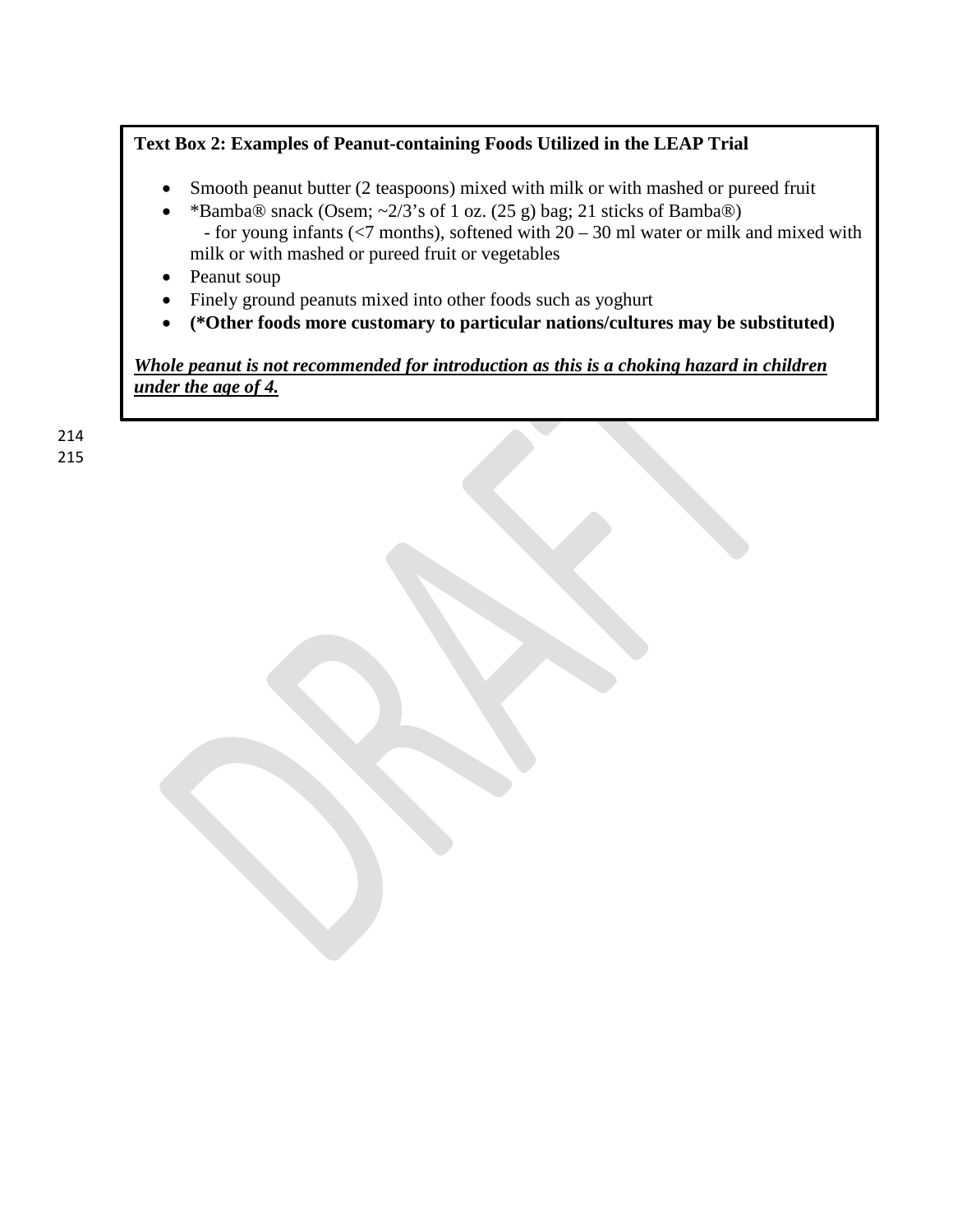**Text Box 2: Examples of Peanut-containing Foods Utilized in the LEAP Trial**

- Smooth peanut butter (2 teaspoons) mixed with milk or with mashed or pureed fruit
- *Bamba® snack (Osem; ~2/3's of 1 oz. (25 g) bag; 21 sticks of Bamba®)
  - for young infants (<7 months), softened with 20 – 30 ml water or milk and mixed with milk or with mashed or pureed fruit or vegetables
- Peanut soup
- Finely ground peanuts mixed into other foods such as yoghurt
- **(*Other foods more customary to particular nations/cultures may be substituted)**

***Whole peanut is not recommended for introduction as this is a choking hazard in children under the age of 4.***